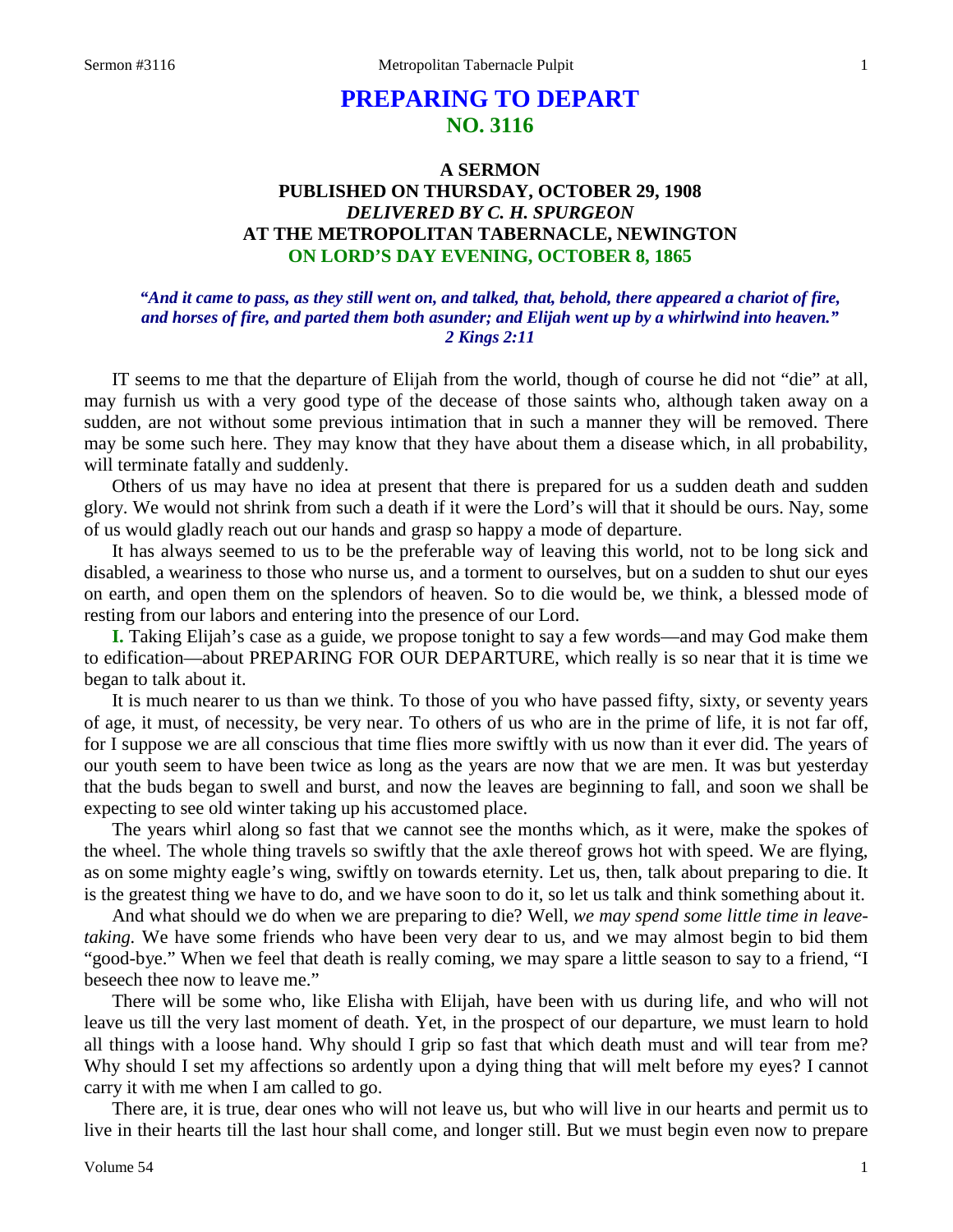# PREPARING TO DEPART
## NO. 3116

### A SERMON
### PUBLISHED ON THURSDAY, OCTOBER 29, 1908
### *DELIVERED BY C. H. SPURGEON*
### AT THE METROPOLITAN TABERNACLE, NEWINGTON
### ON LORD'S DAY EVENING, OCTOBER 8, 1865

***"And it came to pass, as they still went on, and talked, that, behold, there appeared a chariot of fire, and horses of fire, and parted them both asunder; and Elijah went up by a whirlwind into heaven." 2 Kings 2:11***

IT seems to me that the departure of Elijah from the world, though of course he did not "die" at all, may furnish us with a very good type of the decease of those saints who, although taken away on a sudden, are not without some previous intimation that in such a manner they will be removed. There may be some such here. They may know that they have about them a disease which, in all probability, will terminate fatally and suddenly.

Others of us may have no idea at present that there is prepared for us a sudden death and sudden glory. We would not shrink from such a death if it were the Lord's will that it should be ours. Nay, some of us would gladly reach out our hands and grasp so happy a mode of departure.

It has always seemed to us to be the preferable way of leaving this world, not to be long sick and disabled, a weariness to those who nurse us, and a torment to ourselves, but on a sudden to shut our eyes on earth, and open them on the splendors of heaven. So to die would be, we think, a blessed mode of resting from our labors and entering into the presence of our Lord.

**I.** Taking Elijah's case as a guide, we propose tonight to say a few words—and may God make them to edification—about PREPARING FOR OUR DEPARTURE, which really is so near that it is time we began to talk about it.

It is much nearer to us than we think. To those of you who have passed fifty, sixty, or seventy years of age, it must, of necessity, be very near. To others of us who are in the prime of life, it is not far off, for I suppose we are all conscious that time flies more swiftly with us now than it ever did. The years of our youth seem to have been twice as long as the years are now that we are men. It was but yesterday that the buds began to swell and burst, and now the leaves are beginning to fall, and soon we shall be expecting to see old winter taking up his accustomed place.

The years whirl along so fast that we cannot see the months which, as it were, make the spokes of the wheel. The whole thing travels so swiftly that the axle thereof grows hot with speed. We are flying, as on some mighty eagle's wing, swiftly on towards eternity. Let us, then, talk about preparing to die. It is the greatest thing we have to do, and we have soon to do it, so let us talk and think something about it.

And what should we do when we are preparing to die? Well, *we may spend some little time in leave-taking.* We have some friends who have been very dear to us, and we may almost begin to bid them "good-bye." When we feel that death is really coming, we may spare a little season to say to a friend, "I beseech thee now to leave me."

There will be some who, like Elisha with Elijah, have been with us during life, and who will not leave us till the very last moment of death. Yet, in the prospect of our departure, we must learn to hold all things with a loose hand. Why should I grip so fast that which death must and will tear from me? Why should I set my affections so ardently upon a dying thing that will melt before my eyes? I cannot carry it with me when I am called to go.

There are, it is true, dear ones who will not leave us, but who will live in our hearts and permit us to live in their hearts till the last hour shall come, and longer still. But we must begin even now to prepare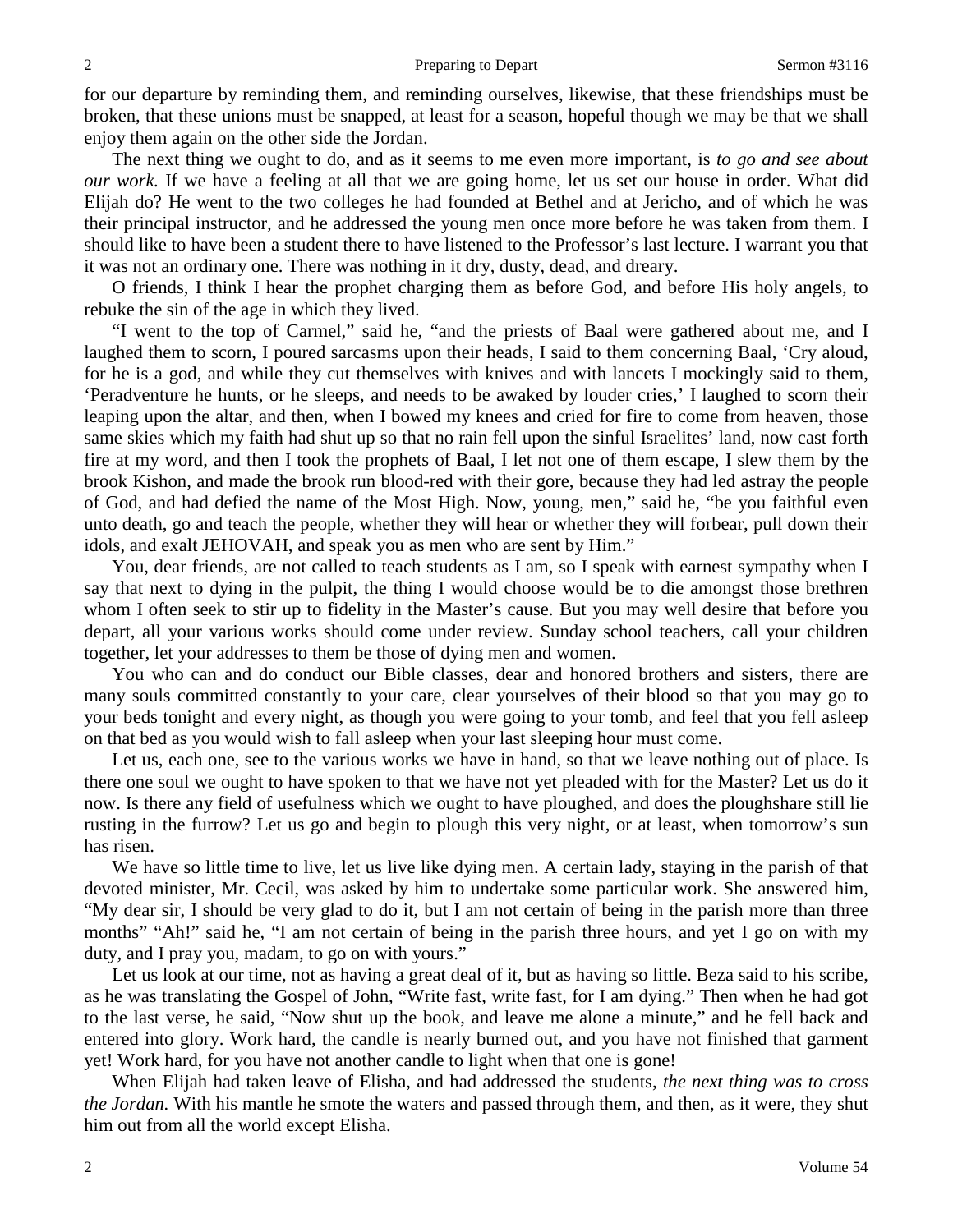for our departure by reminding them, and reminding ourselves, likewise, that these friendships must be broken, that these unions must be snapped, at least for a season, hopeful though we may be that we shall enjoy them again on the other side the Jordan.

The next thing we ought to do, and as it seems to me even more important, is *to go and see about our work.* If we have a feeling at all that we are going home, let us set our house in order. What did Elijah do? He went to the two colleges he had founded at Bethel and at Jericho, and of which he was their principal instructor, and he addressed the young men once more before he was taken from them. I should like to have been a student there to have listened to the Professor's last lecture. I warrant you that it was not an ordinary one. There was nothing in it dry, dusty, dead, and dreary.

O friends, I think I hear the prophet charging them as before God, and before His holy angels, to rebuke the sin of the age in which they lived.

"I went to the top of Carmel," said he, "and the priests of Baal were gathered about me, and I laughed them to scorn, I poured sarcasms upon their heads, I said to them concerning Baal, 'Cry aloud, for he is a god, and while they cut themselves with knives and with lancets I mockingly said to them, 'Peradventure he hunts, or he sleeps, and needs to be awaked by louder cries,' I laughed to scorn their leaping upon the altar, and then, when I bowed my knees and cried for fire to come from heaven, those same skies which my faith had shut up so that no rain fell upon the sinful Israelites' land, now cast forth fire at my word, and then I took the prophets of Baal, I let not one of them escape, I slew them by the brook Kishon, and made the brook run blood-red with their gore, because they had led astray the people of God, and had defied the name of the Most High. Now, young, men," said he, "be you faithful even unto death, go and teach the people, whether they will hear or whether they will forbear, pull down their idols, and exalt JEHOVAH, and speak you as men who are sent by Him."

You, dear friends, are not called to teach students as I am, so I speak with earnest sympathy when I say that next to dying in the pulpit, the thing I would choose would be to die amongst those brethren whom I often seek to stir up to fidelity in the Master's cause. But you may well desire that before you depart, all your various works should come under review. Sunday school teachers, call your children together, let your addresses to them be those of dying men and women.

You who can and do conduct our Bible classes, dear and honored brothers and sisters, there are many souls committed constantly to your care, clear yourselves of their blood so that you may go to your beds tonight and every night, as though you were going to your tomb, and feel that you fell asleep on that bed as you would wish to fall asleep when your last sleeping hour must come.

Let us, each one, see to the various works we have in hand, so that we leave nothing out of place. Is there one soul we ought to have spoken to that we have not yet pleaded with for the Master? Let us do it now. Is there any field of usefulness which we ought to have ploughed, and does the ploughshare still lie rusting in the furrow? Let us go and begin to plough this very night, or at least, when tomorrow's sun has risen.

We have so little time to live, let us live like dying men. A certain lady, staying in the parish of that devoted minister, Mr. Cecil, was asked by him to undertake some particular work. She answered him, "My dear sir, I should be very glad to do it, but I am not certain of being in the parish more than three months" "Ah!" said he, "I am not certain of being in the parish three hours, and yet I go on with my duty, and I pray you, madam, to go on with yours."

Let us look at our time, not as having a great deal of it, but as having so little. Beza said to his scribe, as he was translating the Gospel of John, "Write fast, write fast, for I am dying." Then when he had got to the last verse, he said, "Now shut up the book, and leave me alone a minute," and he fell back and entered into glory. Work hard, the candle is nearly burned out, and you have not finished that garment yet! Work hard, for you have not another candle to light when that one is gone!

When Elijah had taken leave of Elisha, and had addressed the students, *the next thing was to cross the Jordan.* With his mantle he smote the waters and passed through them, and then, as it were, they shut him out from all the world except Elisha.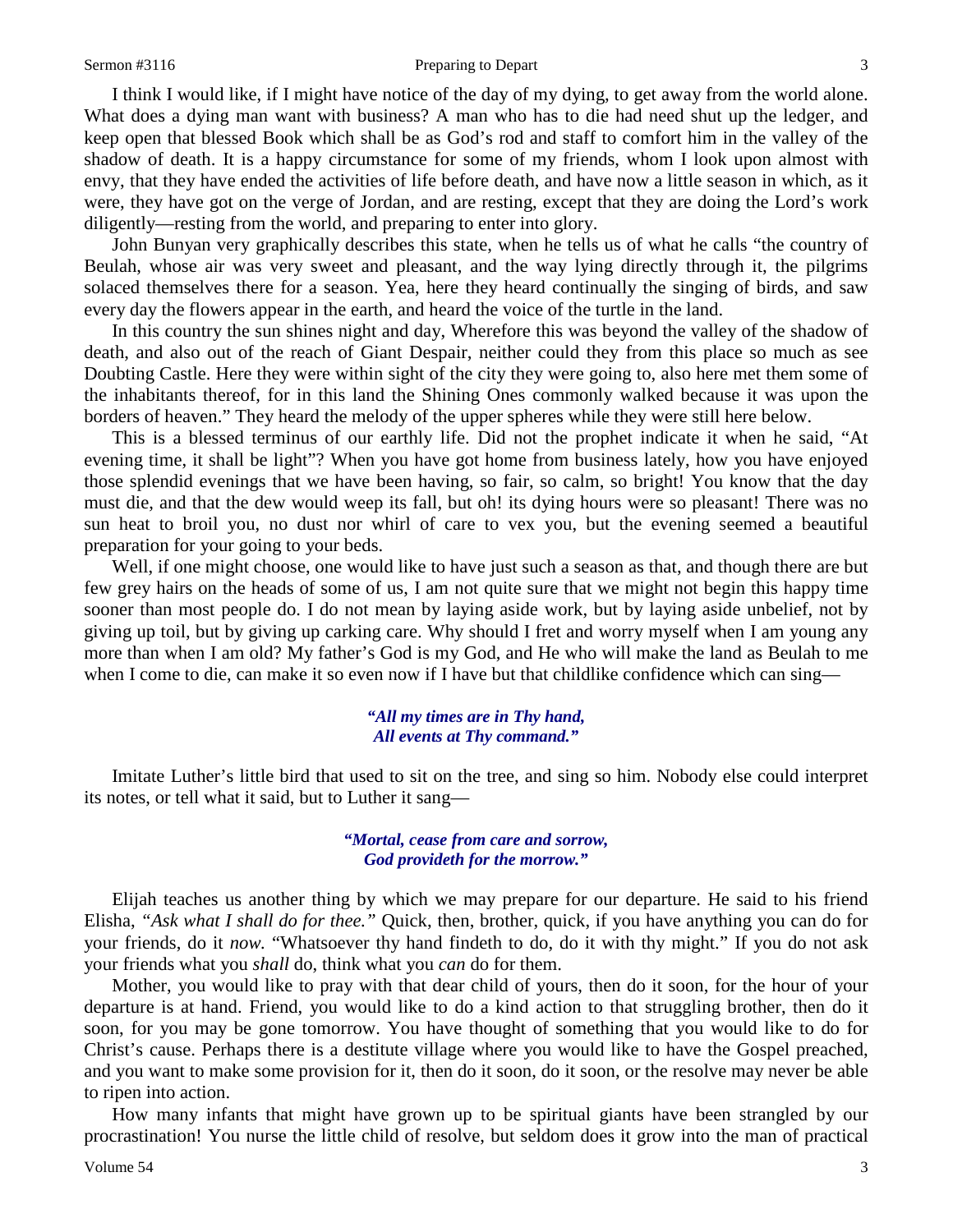I think I would like, if I might have notice of the day of my dying, to get away from the world alone. What does a dying man want with business? A man who has to die had need shut up the ledger, and keep open that blessed Book which shall be as God's rod and staff to comfort him in the valley of the shadow of death. It is a happy circumstance for some of my friends, whom I look upon almost with envy, that they have ended the activities of life before death, and have now a little season in which, as it were, they have got on the verge of Jordan, and are resting, except that they are doing the Lord's work diligently—resting from the world, and preparing to enter into glory.

John Bunyan very graphically describes this state, when he tells us of what he calls "the country of Beulah, whose air was very sweet and pleasant, and the way lying directly through it, the pilgrims solaced themselves there for a season. Yea, here they heard continually the singing of birds, and saw every day the flowers appear in the earth, and heard the voice of the turtle in the land.

In this country the sun shines night and day, Wherefore this was beyond the valley of the shadow of death, and also out of the reach of Giant Despair, neither could they from this place so much as see Doubting Castle. Here they were within sight of the city they were going to, also here met them some of the inhabitants thereof, for in this land the Shining Ones commonly walked because it was upon the borders of heaven." They heard the melody of the upper spheres while they were still here below.

This is a blessed terminus of our earthly life. Did not the prophet indicate it when he said, "At evening time, it shall be light"? When you have got home from business lately, how you have enjoyed those splendid evenings that we have been having, so fair, so calm, so bright! You know that the day must die, and that the dew would weep its fall, but oh! its dying hours were so pleasant! There was no sun heat to broil you, no dust nor whirl of care to vex you, but the evening seemed a beautiful preparation for your going to your beds.

Well, if one might choose, one would like to have just such a season as that, and though there are but few grey hairs on the heads of some of us, I am not quite sure that we might not begin this happy time sooner than most people do. I do not mean by laying aside work, but by laying aside unbelief, not by giving up toil, but by giving up carking care. Why should I fret and worry myself when I am young any more than when I am old? My father's God is my God, and He who will make the land as Beulah to me when I come to die, can make it so even now if I have but that childlike confidence which can sing—

> ***"All my times are in Thy hand,***
> ***All events at Thy command."***

Imitate Luther's little bird that used to sit on the tree, and sing so him. Nobody else could interpret its notes, or tell what it said, but to Luther it sang—

> ***"Mortal, cease from care and sorrow,***
> ***God provideth for the morrow."***

Elijah teaches us another thing by which we may prepare for our departure. He said to his friend Elisha, *"Ask what I shall do for thee."* Quick, then, brother, quick, if you have anything you can do for your friends, do it *now.* "Whatsoever thy hand findeth to do, do it with thy might." If you do not ask your friends what you *shall* do, think what you *can* do for them.

Mother, you would like to pray with that dear child of yours, then do it soon, for the hour of your departure is at hand. Friend, you would like to do a kind action to that struggling brother, then do it soon, for you may be gone tomorrow. You have thought of something that you would like to do for Christ's cause. Perhaps there is a destitute village where you would like to have the Gospel preached, and you want to make some provision for it, then do it soon, do it soon, or the resolve may never be able to ripen into action.

How many infants that might have grown up to be spiritual giants have been strangled by our procrastination! You nurse the little child of resolve, but seldom does it grow into the man of practical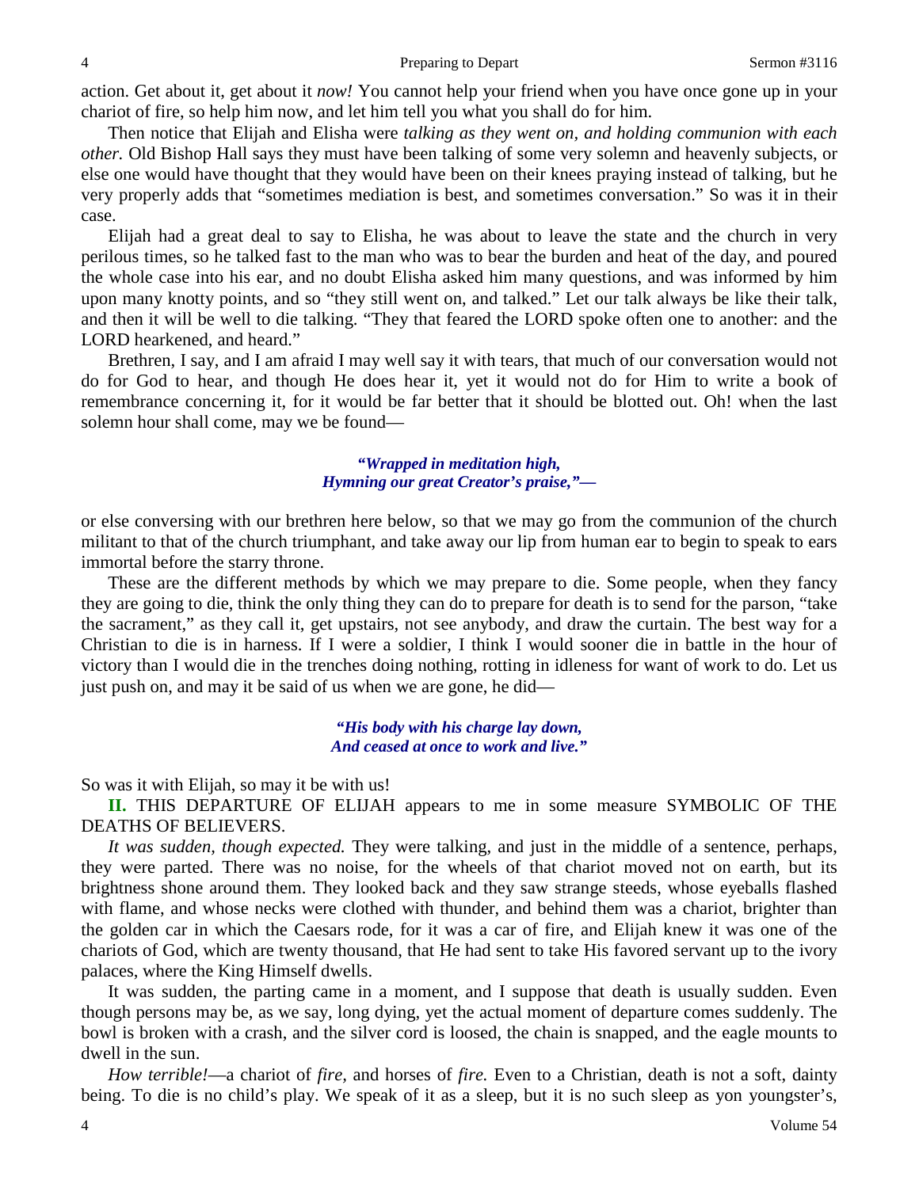action. Get about it, get about it *now!* You cannot help your friend when you have once gone up in your chariot of fire, so help him now, and let him tell you what you shall do for him.

Then notice that Elijah and Elisha were *talking as they went on, and holding communion with each other.* Old Bishop Hall says they must have been talking of some very solemn and heavenly subjects, or else one would have thought that they would have been on their knees praying instead of talking, but he very properly adds that "sometimes mediation is best, and sometimes conversation." So was it in their case.

Elijah had a great deal to say to Elisha, he was about to leave the state and the church in very perilous times, so he talked fast to the man who was to bear the burden and heat of the day, and poured the whole case into his ear, and no doubt Elisha asked him many questions, and was informed by him upon many knotty points, and so "they still went on, and talked." Let our talk always be like their talk, and then it will be well to die talking. "They that feared the LORD spoke often one to another: and the LORD hearkened, and heard."

Brethren, I say, and I am afraid I may well say it with tears, that much of our conversation would not do for God to hear, and though He does hear it, yet it would not do for Him to write a book of remembrance concerning it, for it would be far better that it should be blotted out. Oh! when the last solemn hour shall come, may we be found—

> ***"Wrapped in meditation high,***
> ***Hymning our great Creator's praise,"—***

or else conversing with our brethren here below, so that we may go from the communion of the church militant to that of the church triumphant, and take away our lip from human ear to begin to speak to ears immortal before the starry throne.

These are the different methods by which we may prepare to die. Some people, when they fancy they are going to die, think the only thing they can do to prepare for death is to send for the parson, "take the sacrament," as they call it, get upstairs, not see anybody, and draw the curtain. The best way for a Christian to die is in harness. If I were a soldier, I think I would sooner die in battle in the hour of victory than I would die in the trenches doing nothing, rotting in idleness for want of work to do. Let us just push on, and may it be said of us when we are gone, he did—

> ***"His body with his charge lay down,***
> ***And ceased at once to work and live."***

So was it with Elijah, so may it be with us!

**II.** THIS DEPARTURE OF ELIJAH appears to me in some measure SYMBOLIC OF THE DEATHS OF BELIEVERS.

*It was sudden, though expected.* They were talking, and just in the middle of a sentence, perhaps, they were parted. There was no noise, for the wheels of that chariot moved not on earth, but its brightness shone around them. They looked back and they saw strange steeds, whose eyeballs flashed with flame, and whose necks were clothed with thunder, and behind them was a chariot, brighter than the golden car in which the Caesars rode, for it was a car of fire, and Elijah knew it was one of the chariots of God, which are twenty thousand, that He had sent to take His favored servant up to the ivory palaces, where the King Himself dwells.

It was sudden, the parting came in a moment, and I suppose that death is usually sudden. Even though persons may be, as we say, long dying, yet the actual moment of departure comes suddenly. The bowl is broken with a crash, and the silver cord is loosed, the chain is snapped, and the eagle mounts to dwell in the sun.

*How terrible!*—a chariot of *fire,* and horses of *fire.* Even to a Christian, death is not a soft, dainty being. To die is no child's play. We speak of it as a sleep, but it is no such sleep as yon youngster's,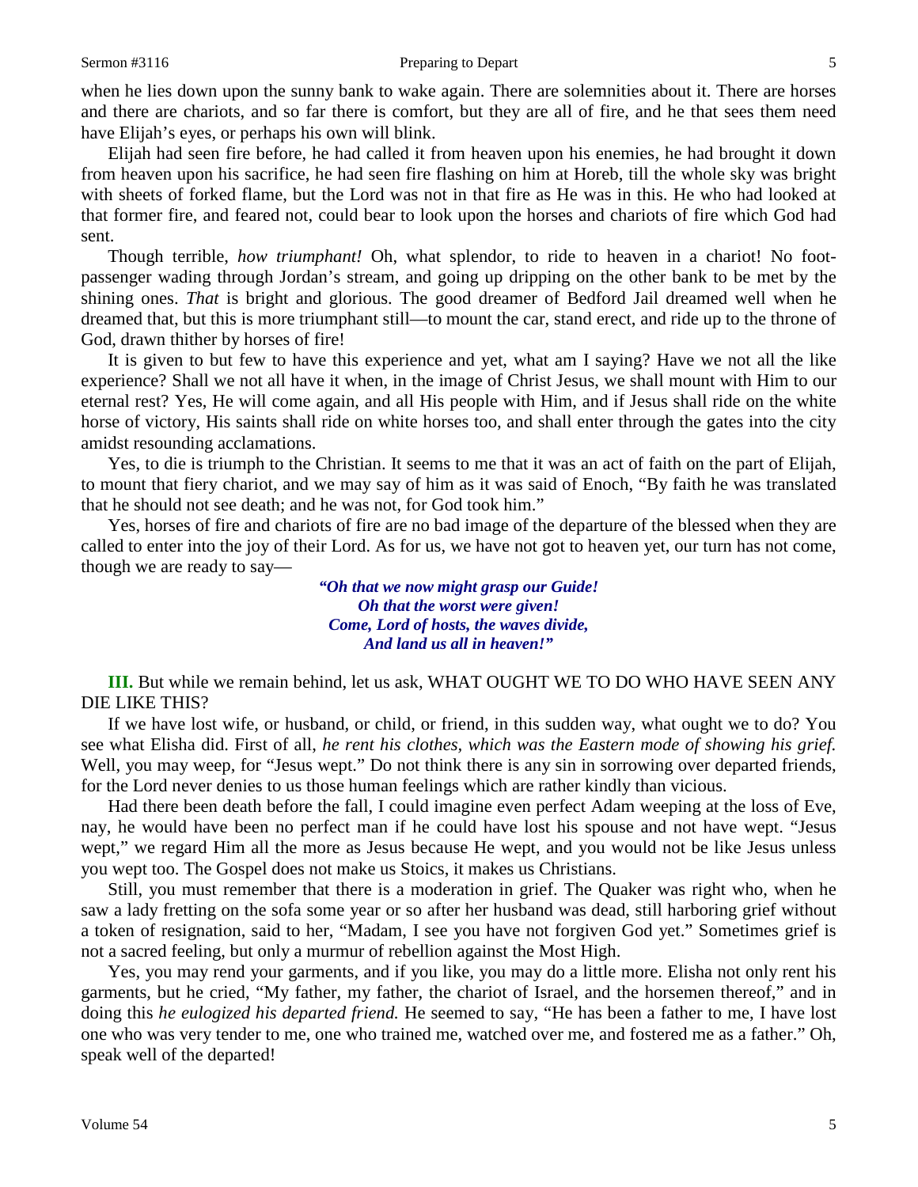when he lies down upon the sunny bank to wake again. There are solemnities about it. There are horses and there are chariots, and so far there is comfort, but they are all of fire, and he that sees them need have Elijah's eyes, or perhaps his own will blink.

Elijah had seen fire before, he had called it from heaven upon his enemies, he had brought it down from heaven upon his sacrifice, he had seen fire flashing on him at Horeb, till the whole sky was bright with sheets of forked flame, but the Lord was not in that fire as He was in this. He who had looked at that former fire, and feared not, could bear to look upon the horses and chariots of fire which God had sent.

Though terrible, *how triumphant!* Oh, what splendor, to ride to heaven in a chariot! No foot-passenger wading through Jordan's stream, and going up dripping on the other bank to be met by the shining ones. *That* is bright and glorious. The good dreamer of Bedford Jail dreamed well when he dreamed that, but this is more triumphant still—to mount the car, stand erect, and ride up to the throne of God, drawn thither by horses of fire!

It is given to but few to have this experience and yet, what am I saying? Have we not all the like experience? Shall we not all have it when, in the image of Christ Jesus, we shall mount with Him to our eternal rest? Yes, He will come again, and all His people with Him, and if Jesus shall ride on the white horse of victory, His saints shall ride on white horses too, and shall enter through the gates into the city amidst resounding acclamations.

Yes, to die is triumph to the Christian. It seems to me that it was an act of faith on the part of Elijah, to mount that fiery chariot, and we may say of him as it was said of Enoch, "By faith he was translated that he should not see death; and he was not, for God took him."

Yes, horses of fire and chariots of fire are no bad image of the departure of the blessed when they are called to enter into the joy of their Lord. As for us, we have not got to heaven yet, our turn has not come, though we are ready to say—

> *"Oh that we now might grasp our Guide!*
> *Oh that the worst were given!*
> *Come, Lord of hosts, the waves divide,*
> *And land us all in heaven!"*

**III.** But while we remain behind, let us ask, WHAT OUGHT WE TO DO WHO HAVE SEEN ANY DIE LIKE THIS?

If we have lost wife, or husband, or child, or friend, in this sudden way, what ought we to do? You see what Elisha did. First of all, *he rent his clothes, which was the Eastern mode of showing his grief.* Well, you may weep, for "Jesus wept." Do not think there is any sin in sorrowing over departed friends, for the Lord never denies to us those human feelings which are rather kindly than vicious.

Had there been death before the fall, I could imagine even perfect Adam weeping at the loss of Eve, nay, he would have been no perfect man if he could have lost his spouse and not have wept. "Jesus wept," we regard Him all the more as Jesus because He wept, and you would not be like Jesus unless you wept too. The Gospel does not make us Stoics, it makes us Christians.

Still, you must remember that there is a moderation in grief. The Quaker was right who, when he saw a lady fretting on the sofa some year or so after her husband was dead, still harboring grief without a token of resignation, said to her, "Madam, I see you have not forgiven God yet." Sometimes grief is not a sacred feeling, but only a murmur of rebellion against the Most High.

Yes, you may rend your garments, and if you like, you may do a little more. Elisha not only rent his garments, but he cried, "My father, my father, the chariot of Israel, and the horsemen thereof," and in doing this *he eulogized his departed friend.* He seemed to say, "He has been a father to me, I have lost one who was very tender to me, one who trained me, watched over me, and fostered me as a father." Oh, speak well of the departed!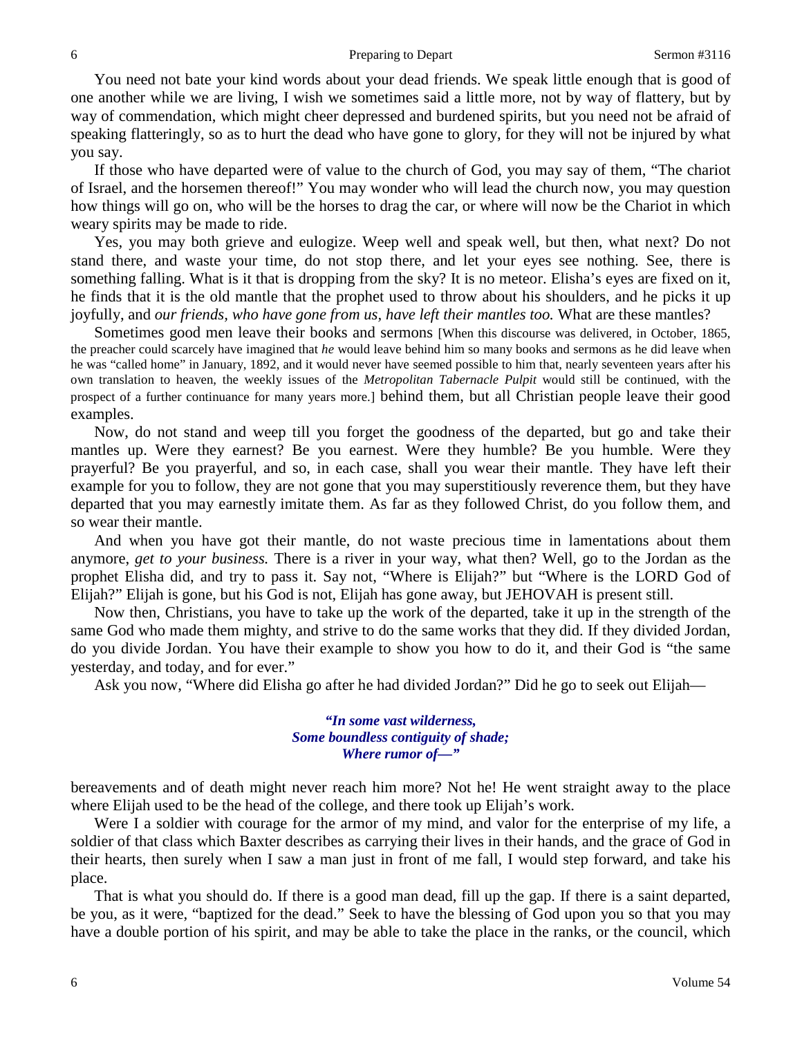You need not bate your kind words about your dead friends. We speak little enough that is good of one another while we are living, I wish we sometimes said a little more, not by way of flattery, but by way of commendation, which might cheer depressed and burdened spirits, but you need not be afraid of speaking flatteringly, so as to hurt the dead who have gone to glory, for they will not be injured by what you say.

If those who have departed were of value to the church of God, you may say of them, "The chariot of Israel, and the horsemen thereof!" You may wonder who will lead the church now, you may question how things will go on, who will be the horses to drag the car, or where will now be the Chariot in which weary spirits may be made to ride.

Yes, you may both grieve and eulogize. Weep well and speak well, but then, what next? Do not stand there, and waste your time, do not stop there, and let your eyes see nothing. See, there is something falling. What is it that is dropping from the sky? It is no meteor. Elisha's eyes are fixed on it, he finds that it is the old mantle that the prophet used to throw about his shoulders, and he picks it up joyfully, and *our friends, who have gone from us, have left their mantles too.* What are these mantles?

Sometimes good men leave their books and sermons [When this discourse was delivered, in October, 1865, the preacher could scarcely have imagined that *he* would leave behind him so many books and sermons as he did leave when he was "called home" in January, 1892, and it would never have seemed possible to him that, nearly seventeen years after his own translation to heaven, the weekly issues of the *Metropolitan Tabernacle Pulpit* would still be continued, with the prospect of a further continuance for many years more.] behind them, but all Christian people leave their good examples.

Now, do not stand and weep till you forget the goodness of the departed, but go and take their mantles up. Were they earnest? Be you earnest. Were they humble? Be you humble. Were they prayerful? Be you prayerful, and so, in each case, shall you wear their mantle. They have left their example for you to follow, they are not gone that you may superstitiously reverence them, but they have departed that you may earnestly imitate them. As far as they followed Christ, do you follow them, and so wear their mantle.

And when you have got their mantle, do not waste precious time in lamentations about them anymore, *get to your business.* There is a river in your way, what then? Well, go to the Jordan as the prophet Elisha did, and try to pass it. Say not, "Where is Elijah?" but "Where is the LORD God of Elijah?" Elijah is gone, but his God is not, Elijah has gone away, but JEHOVAH is present still.

Now then, Christians, you have to take up the work of the departed, take it up in the strength of the same God who made them mighty, and strive to do the same works that they did. If they divided Jordan, do you divide Jordan. You have their example to show you how to do it, and their God is "the same yesterday, and today, and for ever."

Ask you now, "Where did Elisha go after he had divided Jordan?" Did he go to seek out Elijah—

> ***"In some vast wilderness,***
> ***Some boundless contiguity of shade;***
> ***Where rumor of—"***

bereavements and of death might never reach him more? Not he! He went straight away to the place where Elijah used to be the head of the college, and there took up Elijah's work.

Were I a soldier with courage for the armor of my mind, and valor for the enterprise of my life, a soldier of that class which Baxter describes as carrying their lives in their hands, and the grace of God in their hearts, then surely when I saw a man just in front of me fall, I would step forward, and take his place.

That is what you should do. If there is a good man dead, fill up the gap. If there is a saint departed, be you, as it were, "baptized for the dead." Seek to have the blessing of God upon you so that you may have a double portion of his spirit, and may be able to take the place in the ranks, or the council, which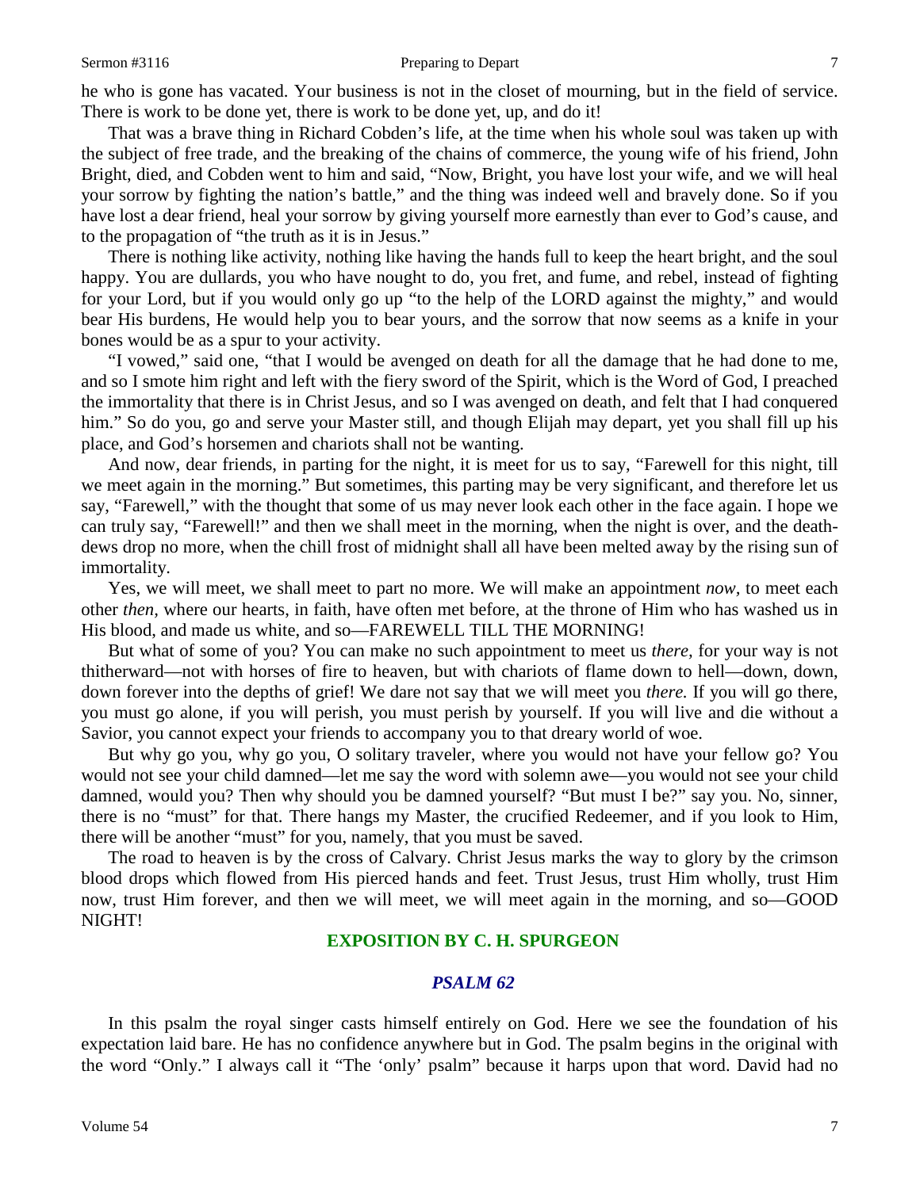he who is gone has vacated. Your business is not in the closet of mourning, but in the field of service. There is work to be done yet, there is work to be done yet, up, and do it!

That was a brave thing in Richard Cobden's life, at the time when his whole soul was taken up with the subject of free trade, and the breaking of the chains of commerce, the young wife of his friend, John Bright, died, and Cobden went to him and said, "Now, Bright, you have lost your wife, and we will heal your sorrow by fighting the nation's battle," and the thing was indeed well and bravely done. So if you have lost a dear friend, heal your sorrow by giving yourself more earnestly than ever to God's cause, and to the propagation of "the truth as it is in Jesus."

There is nothing like activity, nothing like having the hands full to keep the heart bright, and the soul happy. You are dullards, you who have nought to do, you fret, and fume, and rebel, instead of fighting for your Lord, but if you would only go up "to the help of the LORD against the mighty," and would bear His burdens, He would help you to bear yours, and the sorrow that now seems as a knife in your bones would be as a spur to your activity.

"I vowed," said one, "that I would be avenged on death for all the damage that he had done to me, and so I smote him right and left with the fiery sword of the Spirit, which is the Word of God, I preached the immortality that there is in Christ Jesus, and so I was avenged on death, and felt that I had conquered him." So do you, go and serve your Master still, and though Elijah may depart, yet you shall fill up his place, and God's horsemen and chariots shall not be wanting.

And now, dear friends, in parting for the night, it is meet for us to say, "Farewell for this night, till we meet again in the morning." But sometimes, this parting may be very significant, and therefore let us say, "Farewell," with the thought that some of us may never look each other in the face again. I hope we can truly say, "Farewell!" and then we shall meet in the morning, when the night is over, and the death-dews drop no more, when the chill frost of midnight shall all have been melted away by the rising sun of immortality.

Yes, we will meet, we shall meet to part no more. We will make an appointment *now,* to meet each other *then,* where our hearts, in faith, have often met before, at the throne of Him who has washed us in His blood, and made us white, and so—FAREWELL TILL THE MORNING!

But what of some of you? You can make no such appointment to meet us *there,* for your way is not thitherward—not with horses of fire to heaven, but with chariots of flame down to hell—down, down, down forever into the depths of grief! We dare not say that we will meet you *there.* If you will go there, you must go alone, if you will perish, you must perish by yourself. If you will live and die without a Savior, you cannot expect your friends to accompany you to that dreary world of woe.

But why go you, why go you, O solitary traveler, where you would not have your fellow go? You would not see your child damned—let me say the word with solemn awe—you would not see your child damned, would you? Then why should you be damned yourself? "But must I be?" say you. No, sinner, there is no "must" for that. There hangs my Master, the crucified Redeemer, and if you look to Him, there will be another "must" for you, namely, that you must be saved.

The road to heaven is by the cross of Calvary. Christ Jesus marks the way to glory by the crimson blood drops which flowed from His pierced hands and feet. Trust Jesus, trust Him wholly, trust Him now, trust Him forever, and then we will meet, we will meet again in the morning, and so—GOOD NIGHT!

## EXPOSITION BY C. H. SPURGEON

### *PSALM 62*

In this psalm the royal singer casts himself entirely on God. Here we see the foundation of his expectation laid bare. He has no confidence anywhere but in God. The psalm begins in the original with the word "Only." I always call it "The 'only' psalm" because it harps upon that word. David had no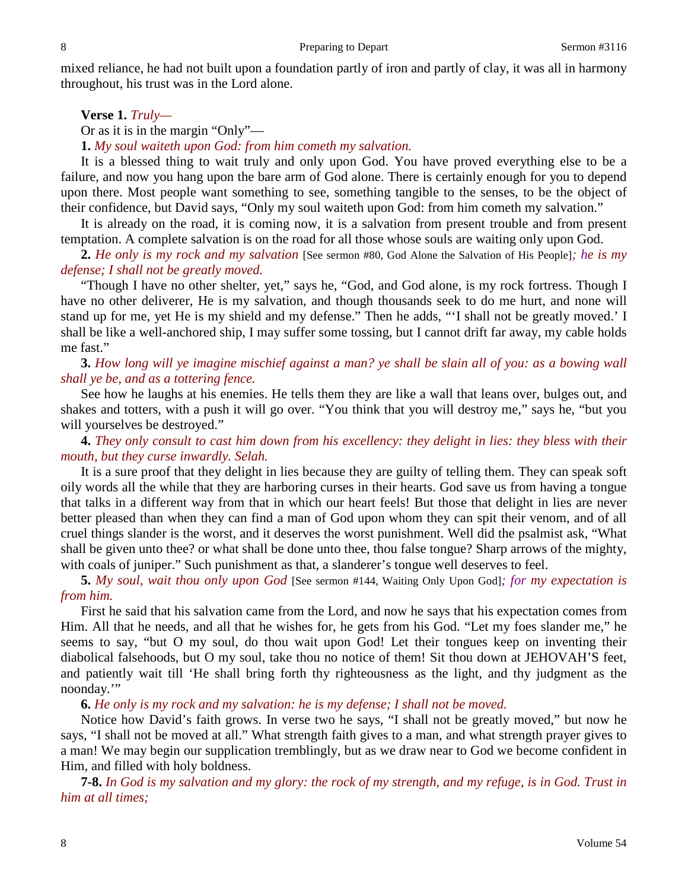mixed reliance, he had not built upon a foundation partly of iron and partly of clay, it was all in harmony throughout, his trust was in the Lord alone.

**Verse 1.** *Truly—*

Or as it is in the margin "Only"—

**1.** *My soul waiteth upon God: from him cometh my salvation.*

It is a blessed thing to wait truly and only upon God. You have proved everything else to be a failure, and now you hang upon the bare arm of God alone. There is certainly enough for you to depend upon there. Most people want something to see, something tangible to the senses, to be the object of their confidence, but David says, "Only my soul waiteth upon God: from him cometh my salvation."

It is already on the road, it is coming now, it is a salvation from present trouble and from present temptation. A complete salvation is on the road for all those whose souls are waiting only upon God.

**2.** *He only is my rock and my salvation* [See sermon #80, God Alone the Salvation of His People]*; he is my defense; I shall not be greatly moved.*

"Though I have no other shelter, yet," says he, "God, and God alone, is my rock fortress. Though I have no other deliverer, He is my salvation, and though thousands seek to do me hurt, and none will stand up for me, yet He is my shield and my defense." Then he adds, "'I shall not be greatly moved.' I shall be like a well-anchored ship, I may suffer some tossing, but I cannot drift far away, my cable holds me fast."

**3.** *How long will ye imagine mischief against a man? ye shall be slain all of you: as a bowing wall shall ye be, and as a tottering fence.*

See how he laughs at his enemies. He tells them they are like a wall that leans over, bulges out, and shakes and totters, with a push it will go over. "You think that you will destroy me," says he, "but you will yourselves be destroyed."

**4.** *They only consult to cast him down from his excellency: they delight in lies: they bless with their mouth, but they curse inwardly. Selah.*

It is a sure proof that they delight in lies because they are guilty of telling them. They can speak soft oily words all the while that they are harboring curses in their hearts. God save us from having a tongue that talks in a different way from that in which our heart feels! But those that delight in lies are never better pleased than when they can find a man of God upon whom they can spit their venom, and of all cruel things slander is the worst, and it deserves the worst punishment. Well did the psalmist ask, "What shall be given unto thee? or what shall be done unto thee, thou false tongue? Sharp arrows of the mighty, with coals of juniper." Such punishment as that, a slanderer's tongue well deserves to feel.

**5.** *My soul, wait thou only upon God* [See sermon #144, Waiting Only Upon God]*; for my expectation is from him.*

First he said that his salvation came from the Lord, and now he says that his expectation comes from Him. All that he needs, and all that he wishes for, he gets from his God. "Let my foes slander me," he seems to say, "but O my soul, do thou wait upon God! Let their tongues keep on inventing their diabolical falsehoods, but O my soul, take thou no notice of them! Sit thou down at JEHOVAH'S feet, and patiently wait till 'He shall bring forth thy righteousness as the light, and thy judgment as the noonday.'"

**6.** *He only is my rock and my salvation: he is my defense; I shall not be moved.*

Notice how David's faith grows. In verse two he says, "I shall not be greatly moved," but now he says, "I shall not be moved at all." What strength faith gives to a man, and what strength prayer gives to a man! We may begin our supplication tremblingly, but as we draw near to God we become confident in Him, and filled with holy boldness.

**7-8.** *In God is my salvation and my glory: the rock of my strength, and my refuge, is in God. Trust in him at all times;*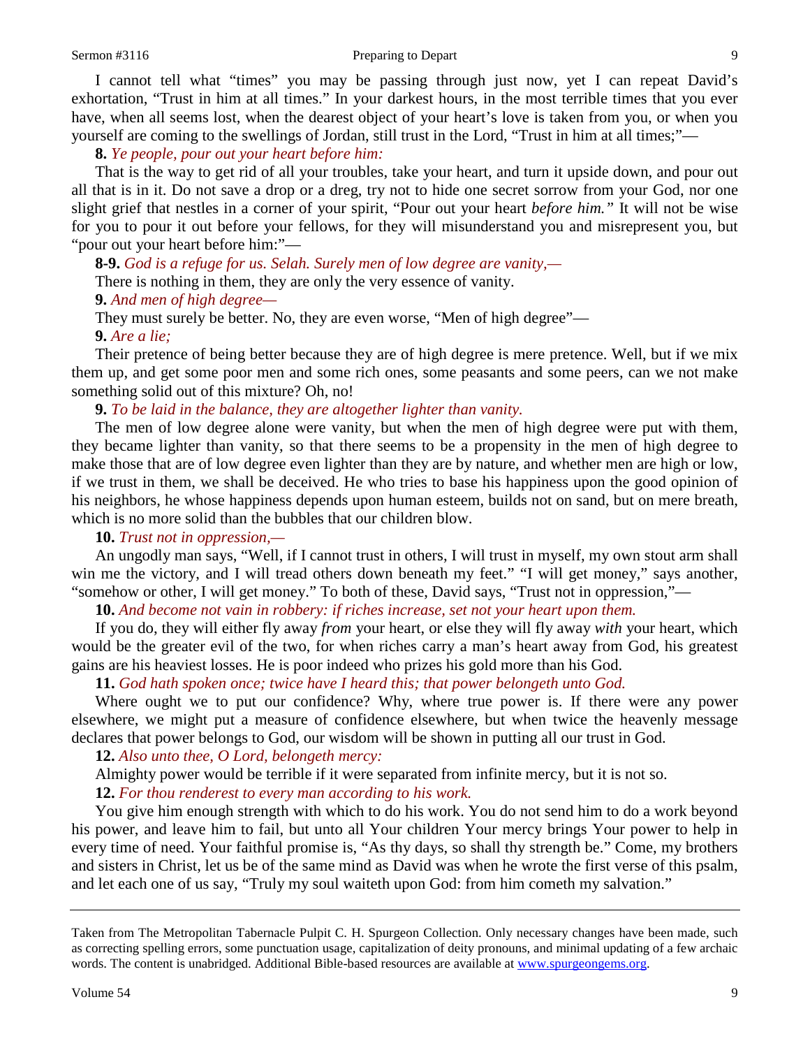I cannot tell what "times" you may be passing through just now, yet I can repeat David's exhortation, "Trust in him at all times." In your darkest hours, in the most terrible times that you ever have, when all seems lost, when the dearest object of your heart's love is taken from you, or when you yourself are coming to the swellings of Jordan, still trust in the Lord, "Trust in him at all times;"—

**8.** *Ye people, pour out your heart before him:*

That is the way to get rid of all your troubles, take your heart, and turn it upside down, and pour out all that is in it. Do not save a drop or a dreg, try not to hide one secret sorrow from your God, nor one slight grief that nestles in a corner of your spirit, "Pour out your heart *before him."* It will not be wise for you to pour it out before your fellows, for they will misunderstand you and misrepresent you, but "pour out your heart before him:"—

**8-9.** *God is a refuge for us. Selah. Surely men of low degree are vanity,—*

There is nothing in them, they are only the very essence of vanity.

**9.** *And men of high degree—*

They must surely be better. No, they are even worse, "Men of high degree"—

**9.** *Are a lie;*

Their pretence of being better because they are of high degree is mere pretence. Well, but if we mix them up, and get some poor men and some rich ones, some peasants and some peers, can we not make something solid out of this mixture? Oh, no!

**9.** *To be laid in the balance, they are altogether lighter than vanity.*

The men of low degree alone were vanity, but when the men of high degree were put with them, they became lighter than vanity, so that there seems to be a propensity in the men of high degree to make those that are of low degree even lighter than they are by nature, and whether men are high or low, if we trust in them, we shall be deceived. He who tries to base his happiness upon the good opinion of his neighbors, he whose happiness depends upon human esteem, builds not on sand, but on mere breath, which is no more solid than the bubbles that our children blow.

**10.** *Trust not in oppression,—*

An ungodly man says, "Well, if I cannot trust in others, I will trust in myself, my own stout arm shall win me the victory, and I will tread others down beneath my feet." "I will get money," says another, "somehow or other, I will get money." To both of these, David says, "Trust not in oppression,"—

**10.** *And become not vain in robbery: if riches increase, set not your heart upon them.*

If you do, they will either fly away *from* your heart, or else they will fly away *with* your heart, which would be the greater evil of the two, for when riches carry a man's heart away from God, his greatest gains are his heaviest losses. He is poor indeed who prizes his gold more than his God.

**11.** *God hath spoken once; twice have I heard this; that power belongeth unto God.*

Where ought we to put our confidence? Why, where true power is. If there were any power elsewhere, we might put a measure of confidence elsewhere, but when twice the heavenly message declares that power belongs to God, our wisdom will be shown in putting all our trust in God.

**12.** *Also unto thee, O Lord, belongeth mercy:*

Almighty power would be terrible if it were separated from infinite mercy, but it is not so.

**12.** *For thou renderest to every man according to his work.*

You give him enough strength with which to do his work. You do not send him to do a work beyond his power, and leave him to fail, but unto all Your children Your mercy brings Your power to help in every time of need. Your faithful promise is, "As thy days, so shall thy strength be." Come, my brothers and sisters in Christ, let us be of the same mind as David was when he wrote the first verse of this psalm, and let each one of us say, "Truly my soul waiteth upon God: from him cometh my salvation."

---

Taken from The Metropolitan Tabernacle Pulpit C. H. Spurgeon Collection. Only necessary changes have been made, such as correcting spelling errors, some punctuation usage, capitalization of deity pronouns, and minimal updating of a few archaic words. The content is unabridged. Additional Bible-based resources are available at www.spurgeongems.org.